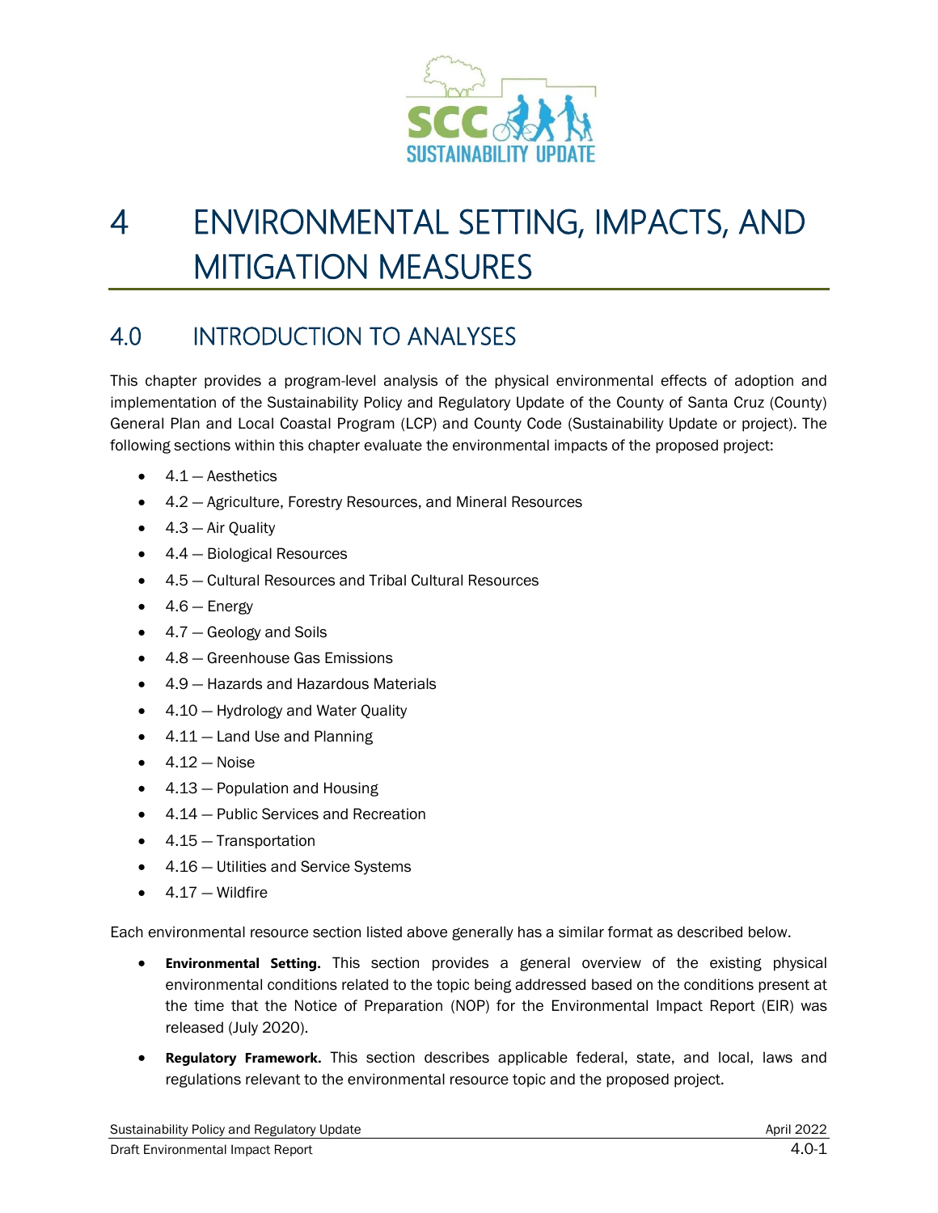# 4 ENVIRONMENTAL SETTING, IMPACTS, AND MITIGATION MEASURES

## 4.0 INTRODUCTION TO ANALYSES

This chapter provides a program-level analysis of the physical environmental effects of adoption and implementation of the Sustainability Policy and Regulatory Update of the County of Santa Cruz (County) General Plan and Local Coastal Program (LCP) and County Code (Sustainability Update or project). The following sections within this chapter evaluate the environmental impacts of the proposed project:

- 4.1 — Aesthetics
- 4.2 — Agriculture, Forestry Resources, and Mineral Resources
- 4.3 — Air Quality
- 4.4 — Biological Resources
- 4.5 — Cultural Resources and Tribal Cultural Resources
- 4.6 — Energy
- 4.7 — Geology and Soils
- 4.8 — Greenhouse Gas Emissions
- 4.9 — Hazards and Hazardous Materials
- 4.10 — Hydrology and Water Quality
- 4.11 — Land Use and Planning
- 4.12 — Noise
- 4.13 — Population and Housing
- 4.14 — Public Services and Recreation
- 4.15 — Transportation
- 4.16 — Utilities and Service Systems
- 4.17 — Wildfire

Each environmental resource section listed above generally has a similar format as described below.

- **Environmental Setting.** This section provides a general overview of the existing physical environmental conditions related to the topic being addressed based on the conditions present at the time that the Notice of Preparation (NOP) for the Environmental Impact Report (EIR) was released (July 2020).
- **Regulatory Framework.** This section describes applicable federal, state, and local, laws and regulations relevant to the environmental resource topic and the proposed project.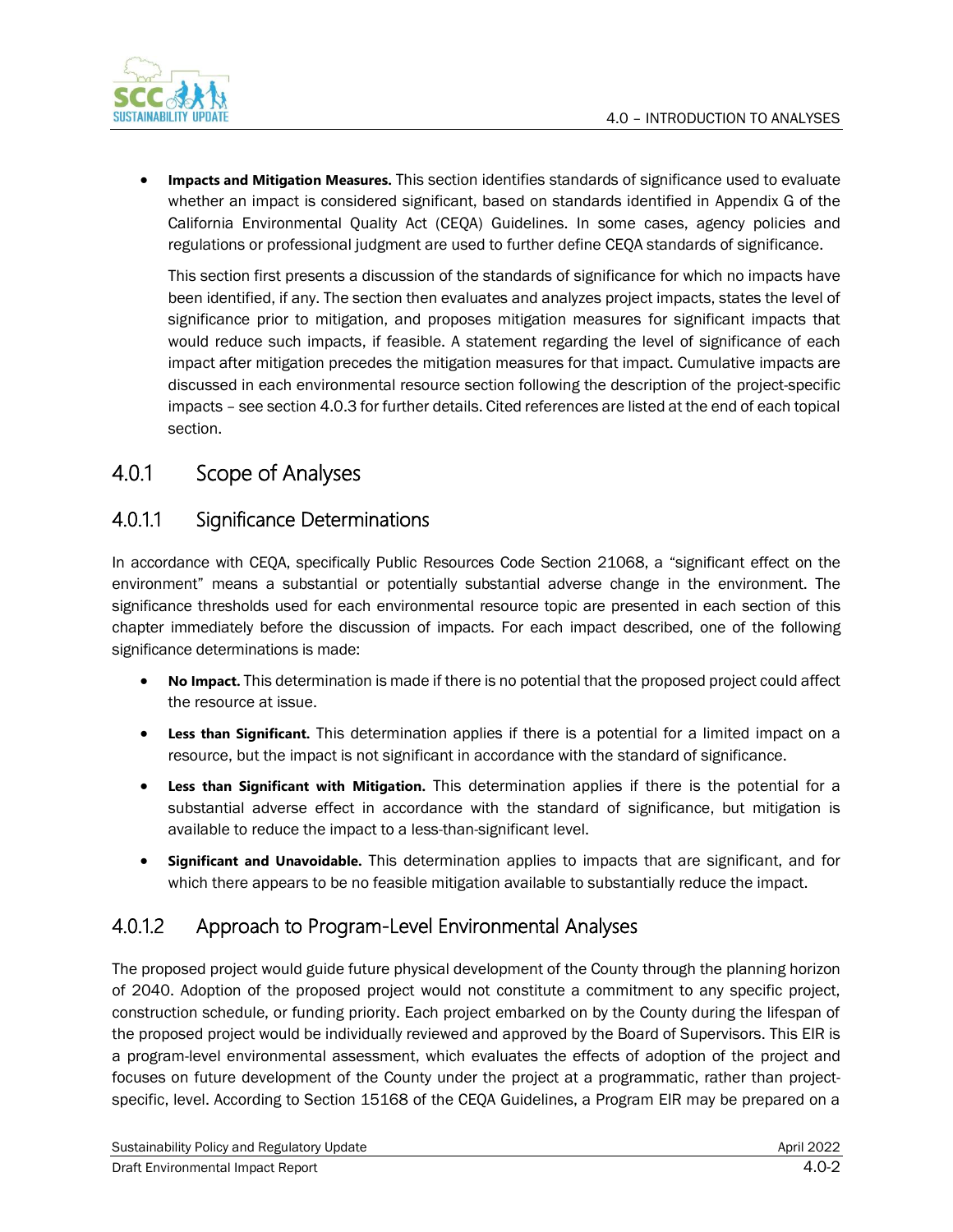- **Impacts and Mitigation Measures.** This section identifies standards of significance used to evaluate whether an impact is considered significant, based on standards identified in Appendix G of the California Environmental Quality Act (CEQA) Guidelines. In some cases, agency policies and regulations or professional judgment are used to further define CEQA standards of significance.

  This section first presents a discussion of the standards of significance for which no impacts have been identified, if any. The section then evaluates and analyzes project impacts, states the level of significance prior to mitigation, and proposes mitigation measures for significant impacts that would reduce such impacts, if feasible. A statement regarding the level of significance of each impact after mitigation precedes the mitigation measures for that impact. Cumulative impacts are discussed in each environmental resource section following the description of the project-specific impacts – see section 4.0.3 for further details. Cited references are listed at the end of each topical section.

## 4.0.1 Scope of Analyses

### 4.0.1.1 Significance Determinations

In accordance with CEQA, specifically Public Resources Code Section 21068, a "significant effect on the environment" means a substantial or potentially substantial adverse change in the environment. The significance thresholds used for each environmental resource topic are presented in each section of this chapter immediately before the discussion of impacts. For each impact described, one of the following significance determinations is made:

- **No Impact.** This determination is made if there is no potential that the proposed project could affect the resource at issue.
- **Less than Significant.** This determination applies if there is a potential for a limited impact on a resource, but the impact is not significant in accordance with the standard of significance.
- **Less than Significant with Mitigation.** This determination applies if there is the potential for a substantial adverse effect in accordance with the standard of significance, but mitigation is available to reduce the impact to a less-than-significant level.
- **Significant and Unavoidable.** This determination applies to impacts that are significant, and for which there appears to be no feasible mitigation available to substantially reduce the impact.

### 4.0.1.2 Approach to Program-Level Environmental Analyses

The proposed project would guide future physical development of the County through the planning horizon of 2040. Adoption of the proposed project would not constitute a commitment to any specific project, construction schedule, or funding priority. Each project embarked on by the County during the lifespan of the proposed project would be individually reviewed and approved by the Board of Supervisors. This EIR is a program-level environmental assessment, which evaluates the effects of adoption of the project and focuses on future development of the County under the project at a programmatic, rather than project-specific, level. According to Section 15168 of the CEQA Guidelines, a Program EIR may be prepared on a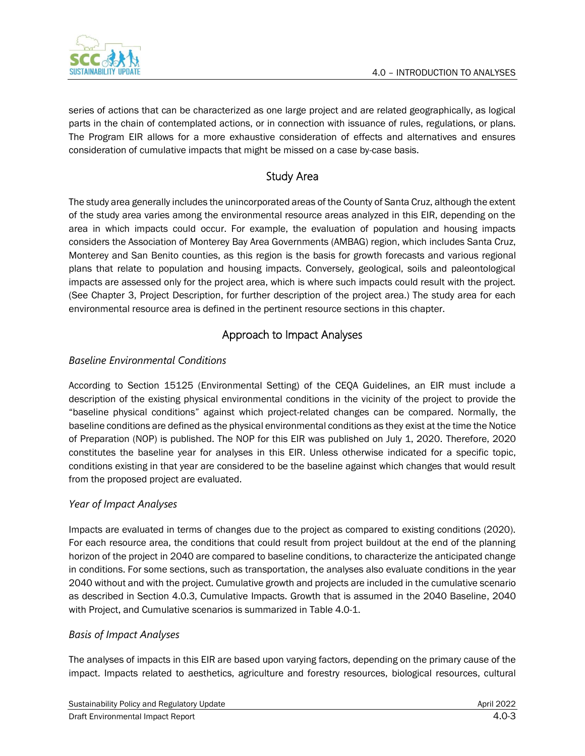series of actions that can be characterized as one large project and are related geographically, as logical parts in the chain of contemplated actions, or in connection with issuance of rules, regulations, or plans. The Program EIR allows for a more exhaustive consideration of effects and alternatives and ensures consideration of cumulative impacts that might be missed on a case by-case basis.

## Study Area

The study area generally includes the unincorporated areas of the County of Santa Cruz, although the extent of the study area varies among the environmental resource areas analyzed in this EIR, depending on the area in which impacts could occur. For example, the evaluation of population and housing impacts considers the Association of Monterey Bay Area Governments (AMBAG) region, which includes Santa Cruz, Monterey and San Benito counties, as this region is the basis for growth forecasts and various regional plans that relate to population and housing impacts. Conversely, geological, soils and paleontological impacts are assessed only for the project area, which is where such impacts could result with the project. (See Chapter 3, Project Description, for further description of the project area.) The study area for each environmental resource area is defined in the pertinent resource sections in this chapter.

## Approach to Impact Analyses

### *Baseline Environmental Conditions*

According to Section 15125 (Environmental Setting) of the CEQA Guidelines, an EIR must include a description of the existing physical environmental conditions in the vicinity of the project to provide the "baseline physical conditions" against which project-related changes can be compared. Normally, the baseline conditions are defined as the physical environmental conditions as they exist at the time the Notice of Preparation (NOP) is published. The NOP for this EIR was published on July 1, 2020. Therefore, 2020 constitutes the baseline year for analyses in this EIR. Unless otherwise indicated for a specific topic, conditions existing in that year are considered to be the baseline against which changes that would result from the proposed project are evaluated.

### *Year of Impact Analyses*

Impacts are evaluated in terms of changes due to the project as compared to existing conditions (2020). For each resource area, the conditions that could result from project buildout at the end of the planning horizon of the project in 2040 are compared to baseline conditions, to characterize the anticipated change in conditions. For some sections, such as transportation, the analyses also evaluate conditions in the year 2040 without and with the project. Cumulative growth and projects are included in the cumulative scenario as described in Section 4.0.3, Cumulative Impacts. Growth that is assumed in the 2040 Baseline, 2040 with Project, and Cumulative scenarios is summarized in Table 4.0-1.

### *Basis of Impact Analyses*

The analyses of impacts in this EIR are based upon varying factors, depending on the primary cause of the impact. Impacts related to aesthetics, agriculture and forestry resources, biological resources, cultural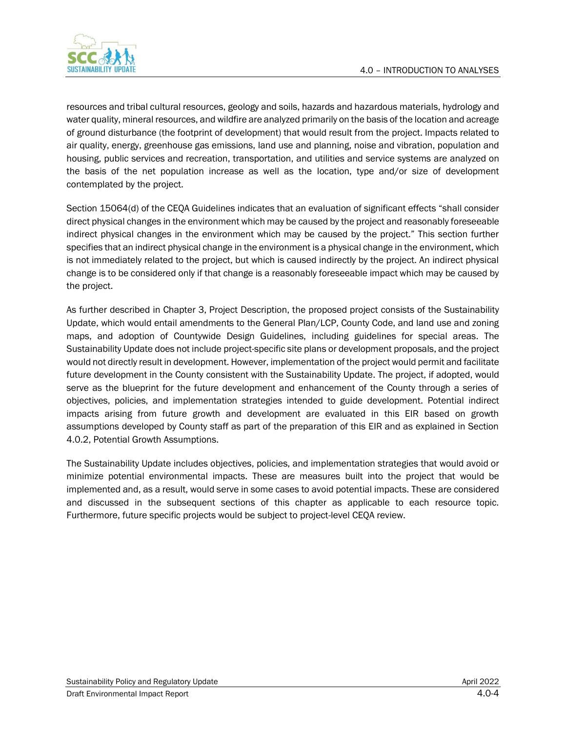resources and tribal cultural resources, geology and soils, hazards and hazardous materials, hydrology and water quality, mineral resources, and wildfire are analyzed primarily on the basis of the location and acreage of ground disturbance (the footprint of development) that would result from the project. Impacts related to air quality, energy, greenhouse gas emissions, land use and planning, noise and vibration, population and housing, public services and recreation, transportation, and utilities and service systems are analyzed on the basis of the net population increase as well as the location, type and/or size of development contemplated by the project.

Section 15064(d) of the CEQA Guidelines indicates that an evaluation of significant effects "shall consider direct physical changes in the environment which may be caused by the project and reasonably foreseeable indirect physical changes in the environment which may be caused by the project." This section further specifies that an indirect physical change in the environment is a physical change in the environment, which is not immediately related to the project, but which is caused indirectly by the project. An indirect physical change is to be considered only if that change is a reasonably foreseeable impact which may be caused by the project.

As further described in Chapter 3, Project Description, the proposed project consists of the Sustainability Update, which would entail amendments to the General Plan/LCP, County Code, and land use and zoning maps, and adoption of Countywide Design Guidelines, including guidelines for special areas. The Sustainability Update does not include project-specific site plans or development proposals, and the project would not directly result in development. However, implementation of the project would permit and facilitate future development in the County consistent with the Sustainability Update. The project, if adopted, would serve as the blueprint for the future development and enhancement of the County through a series of objectives, policies, and implementation strategies intended to guide development. Potential indirect impacts arising from future growth and development are evaluated in this EIR based on growth assumptions developed by County staff as part of the preparation of this EIR and as explained in Section 4.0.2, Potential Growth Assumptions.

The Sustainability Update includes objectives, policies, and implementation strategies that would avoid or minimize potential environmental impacts. These are measures built into the project that would be implemented and, as a result, would serve in some cases to avoid potential impacts. These are considered and discussed in the subsequent sections of this chapter as applicable to each resource topic. Furthermore, future specific projects would be subject to project-level CEQA review.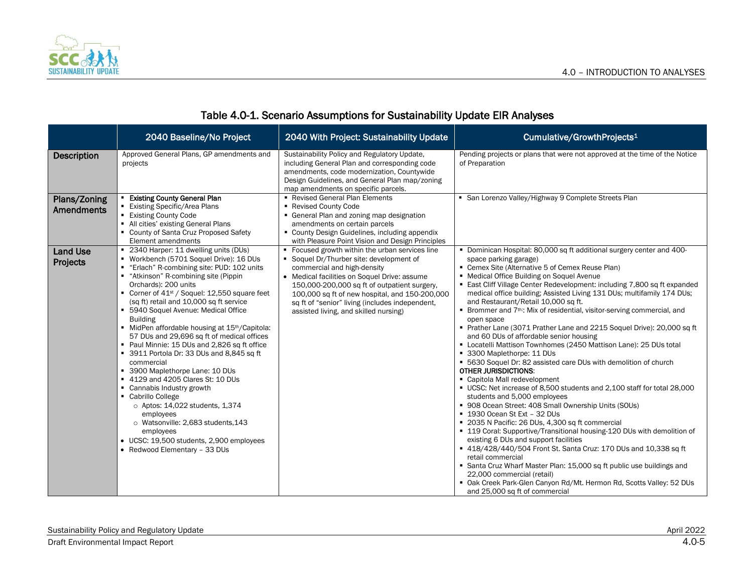### Table 4.0-1. Scenario Assumptions for Sustainability Update EIR Analyses

| | 2040 Baseline/No Project | 2040 With Project: Sustainability Update | Cumulative/GrowthProjects[1] |
|---|---|---|---|
| **Description** | Approved General Plans, GP amendments and projects | Sustainability Policy and Regulatory Update, including General Plan and corresponding code amendments, code modernization, Countywide Design Guidelines, and General Plan map/zoning map amendments on specific parcels. | Pending projects or plans that were not approved at the time of the Notice of Preparation |
| **Plans/Zoning Amendments** | ▪ **Existing County General Plan**<br>▪ Existing Specific/Area Plans<br>▪ Existing County Code<br>▪ All cities' existing General Plans<br>▪ County of Santa Cruz Proposed Safety Element amendments | ▪ Revised General Plan Elements<br>▪ Revised County Code<br>▪ General Plan and zoning map designation amendments on certain parcels<br>▪ County Design Guidelines, including appendix with Pleasure Point Vision and Design Principles | ▪ San Lorenzo Valley/Highway 9 Complete Streets Plan |
| **Land Use Projects** | ▪ 2340 Harper: 11 dwelling units (DUs)<br>▪ Workbench (5701 Soquel Drive): 16 DUs<br>▪ "Erlach" R-combining site: PUD: 102 units<br>▪ "Atkinson" R-combining site (Pippin Orchards): 200 units<br>▪ Corner of 41st / Soquel: 12,550 square feet (sq ft) retail and 10,000 sq ft service<br>▪ 5940 Soquel Avenue: Medical Office Building<br>▪ MidPen affordable housing at 15th/Capitola: 57 DUs and 29,696 sq ft of medical offices<br>▪ Paul Minnie: 15 DUs and 2,826 sq ft office<br>▪ 3911 Portola Dr: 33 DUs and 8,845 sq ft commercial<br>▪ 3900 Maplethorpe Lane: 10 DUs<br>▪ 4129 and 4205 Clares St: 10 DUs<br>▪ Cannabis Industry growth<br>▪ Cabrillo College<br>&nbsp;&nbsp;○ Aptos: 14,022 students, 1,374 employees<br>&nbsp;&nbsp;○ Watsonville: 2,683 students,143 employees<br>• UCSC: 19,500 students, 2,900 employees<br>• Redwood Elementary – 33 DUs | ▪ Focused growth within the urban services line<br>▪ Soquel Dr/Thurber site: development of commercial and high-density<br>• Medical facilities on Soquel Drive: assume 150,000-200,000 sq ft of outpatient surgery, 100,000 sq ft of new hospital, and 150-200,000 sq ft of "senior" living (includes independent, assisted living, and skilled nursing) | ▪ Dominican Hospital: 80,000 sq ft additional surgery center and 400-space parking garage)<br>▪ Cemex Site (Alternative 5 of Cemex Reuse Plan)<br>▪ Medical Office Building on Soquel Avenue<br>▪ East Cliff Village Center Redevelopment: including 7,800 sq ft expanded medical office building; Assisted Living 131 DUs; multifamily 174 DUs; and Restaurant/Retail 10,000 sq ft.<br>▪ Brommer and 7th: Mix of residential, visitor-serving commercial, and open space<br>▪ Prather Lane (3071 Prather Lane and 2215 Soquel Drive): 20,000 sq ft and 60 DUs of affordable senior housing<br>▪ Locatelli Mattison Townhomes (2450 Mattison Lane): 25 DUs total<br>▪ 3300 Maplethorpe: 11 DUs<br>▪ 5630 Soquel Dr: 82 assisted care DUs with demolition of church<br>**OTHER JURISDICTIONS**:<br>▪ Capitola Mall redevelopment<br>▪ UCSC: Net increase of 8,500 students and 2,100 staff for total 28,000 students and 5,000 employees<br>▪ 908 Ocean Street: 408 Small Ownership Units (SOUs)<br>▪ 1930 Ocean St Ext – 32 DUs<br>▪ 2035 N Pacific: 26 DUs, 4,300 sq ft commercial<br>▪ 119 Coral: Supportive/Transitional housing-120 DUs with demolition of existing 6 DUs and support facilities<br>▪ 418/428/440/504 Front St. Santa Cruz: 170 DUs and 10,338 sq ft retail commercial<br>▪ Santa Cruz Wharf Master Plan: 15,000 sq ft public use buildings and 22,000 commercial (retail)<br>▪ Oak Creek Park-Glen Canyon Rd/Mt. Hermon Rd, Scotts Valley: 52 DUs and 25,000 sq ft of commercial |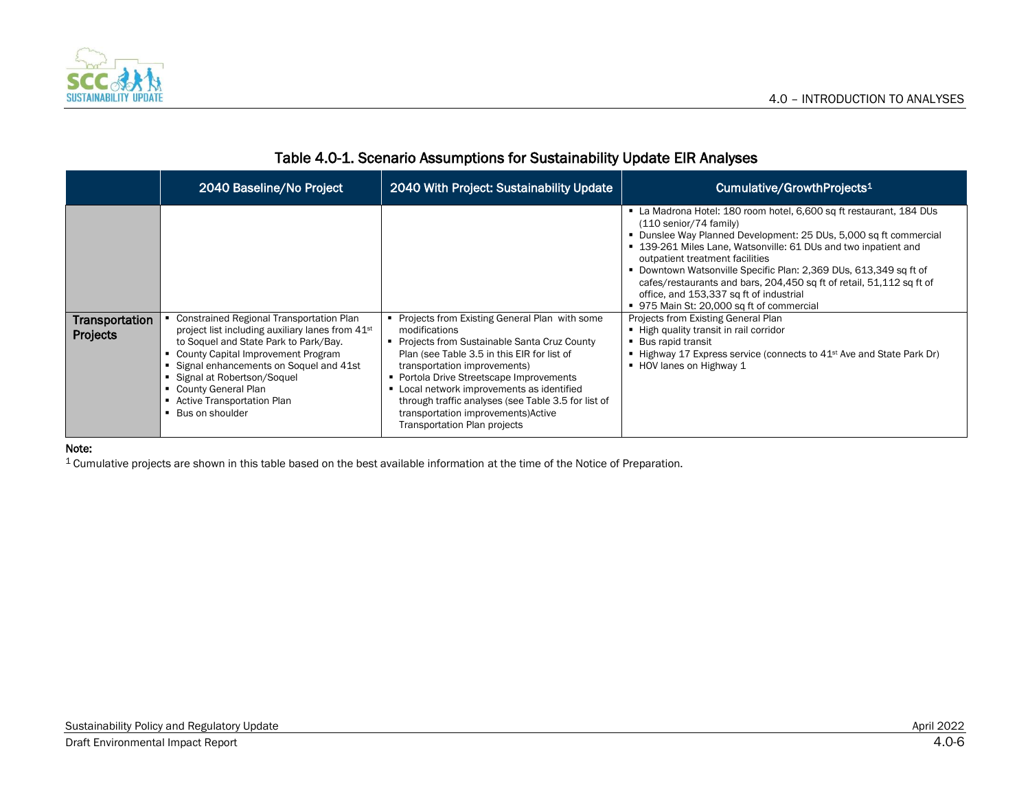## Table 4.0-1. Scenario Assumptions for Sustainability Update EIR Analyses

| | 2040 Baseline/No Project | 2040 With Project: Sustainability Update | Cumulative/GrowthProjects[1] |
|---|---|---|---|
| | | | ▪ La Madrona Hotel: 180 room hotel, 6,600 sq ft restaurant, 184 DUs (110 senior/74 family)<br>▪ Dunslee Way Planned Development: 25 DUs, 5,000 sq ft commercial<br>▪ 139-261 Miles Lane, Watsonville: 61 DUs and two inpatient and outpatient treatment facilities<br>▪ Downtown Watsonville Specific Plan: 2,369 DUs, 613,349 sq ft of cafes/restaurants and bars, 204,450 sq ft of retail, 51,112 sq ft of office, and 153,337 sq ft of industrial<br>▪ 975 Main St: 20,000 sq ft of commercial |
| **Transportation Projects** | ▪ Constrained Regional Transportation Plan project list including auxiliary lanes from 41st to Soquel and State Park to Park/Bay.<br>▪ County Capital Improvement Program<br>▪ Signal enhancements on Soquel and 41st<br>▪ Signal at Robertson/Soquel<br>▪ County General Plan<br>▪ Active Transportation Plan<br>▪ Bus on shoulder | ▪ Projects from Existing General Plan with some modifications<br>▪ Projects from Sustainable Santa Cruz County Plan (see Table 3.5 in this EIR for list of transportation improvements)<br>▪ Portola Drive Streetscape Improvements<br>▪ Local network improvements as identified through traffic analyses (see Table 3.5 for list of transportation improvements)Active Transportation Plan projects | Projects from Existing General Plan<br>▪ High quality transit in rail corridor<br>▪ Bus rapid transit<br>▪ Highway 17 Express service (connects to 41st Ave and State Park Dr)<br>▪ HOV lanes on Highway 1 |

**Note:**

[1] Cumulative projects are shown in this table based on the best available information at the time of the Notice of Preparation.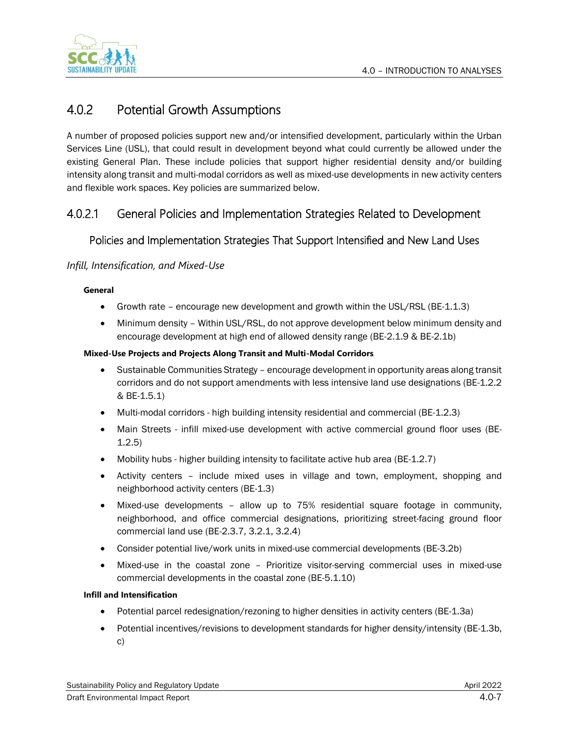## 4.0.2 Potential Growth Assumptions

A number of proposed policies support new and/or intensified development, particularly within the Urban Services Line (USL), that could result in development beyond what could currently be allowed under the existing General Plan. These include policies that support higher residential density and/or building intensity along transit and multi-modal corridors as well as mixed-use developments in new activity centers and flexible work spaces. Key policies are summarized below.

### 4.0.2.1 General Policies and Implementation Strategies Related to Development

#### Policies and Implementation Strategies That Support Intensified and New Land Uses

*Infill, Intensification, and Mixed-Use*

**General**

- Growth rate – encourage new development and growth within the USL/RSL (BE-1.1.3)
- Minimum density – Within USL/RSL, do not approve development below minimum density and encourage development at high end of allowed density range (BE-2.1.9 & BE-2.1b)

**Mixed-Use Projects and Projects Along Transit and Multi-Modal Corridors**

- Sustainable Communities Strategy – encourage development in opportunity areas along transit corridors and do not support amendments with less intensive land use designations (BE-1.2.2 & BE-1.5.1)
- Multi-modal corridors - high building intensity residential and commercial (BE-1.2.3)
- Main Streets - infill mixed-use development with active commercial ground floor uses (BE-1.2.5)
- Mobility hubs - higher building intensity to facilitate active hub area (BE-1.2.7)
- Activity centers – include mixed uses in village and town, employment, shopping and neighborhood activity centers (BE-1.3)
- Mixed-use developments – allow up to 75% residential square footage in community, neighborhood, and office commercial designations, prioritizing street-facing ground floor commercial land use (BE-2.3.7, 3.2.1, 3.2.4)
- Consider potential live/work units in mixed-use commercial developments (BE-3.2b)
- Mixed-use in the coastal zone – Prioritize visitor-serving commercial uses in mixed-use commercial developments in the coastal zone (BE-5.1.10)

**Infill and Intensification**

- Potential parcel redesignation/rezoning to higher densities in activity centers (BE-1.3a)
- Potential incentives/revisions to development standards for higher density/intensity (BE-1.3b, c)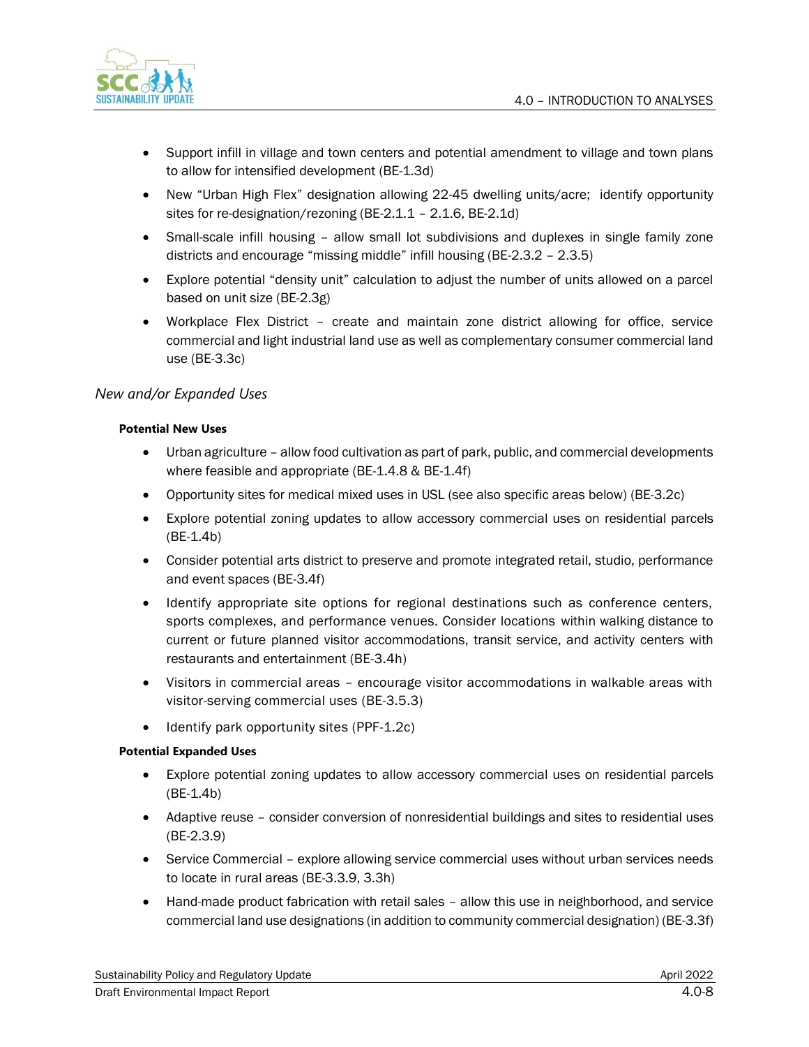- Support infill in village and town centers and potential amendment to village and town plans to allow for intensified development (BE-1.3d)
- New "Urban High Flex" designation allowing 22-45 dwelling units/acre; identify opportunity sites for re-designation/rezoning (BE-2.1.1 – 2.1.6, BE-2.1d)
- Small-scale infill housing – allow small lot subdivisions and duplexes in single family zone districts and encourage "missing middle" infill housing (BE-2.3.2 – 2.3.5)
- Explore potential "density unit" calculation to adjust the number of units allowed on a parcel based on unit size (BE-2.3g)
- Workplace Flex District – create and maintain zone district allowing for office, service commercial and light industrial land use as well as complementary consumer commercial land use (BE-3.3c)

### *New and/or Expanded Uses*

#### Potential New Uses

- Urban agriculture – allow food cultivation as part of park, public, and commercial developments where feasible and appropriate (BE-1.4.8 & BE-1.4f)
- Opportunity sites for medical mixed uses in USL (see also specific areas below) (BE-3.2c)
- Explore potential zoning updates to allow accessory commercial uses on residential parcels (BE-1.4b)
- Consider potential arts district to preserve and promote integrated retail, studio, performance and event spaces (BE-3.4f)
- Identify appropriate site options for regional destinations such as conference centers, sports complexes, and performance venues. Consider locations within walking distance to current or future planned visitor accommodations, transit service, and activity centers with restaurants and entertainment (BE-3.4h)
- Visitors in commercial areas – encourage visitor accommodations in walkable areas with visitor-serving commercial uses (BE-3.5.3)
- Identify park opportunity sites (PPF-1.2c)

#### Potential Expanded Uses

- Explore potential zoning updates to allow accessory commercial uses on residential parcels (BE-1.4b)
- Adaptive reuse – consider conversion of nonresidential buildings and sites to residential uses (BE-2.3.9)
- Service Commercial – explore allowing service commercial uses without urban services needs to locate in rural areas (BE-3.3.9, 3.3h)
- Hand-made product fabrication with retail sales – allow this use in neighborhood, and service commercial land use designations (in addition to community commercial designation) (BE-3.3f)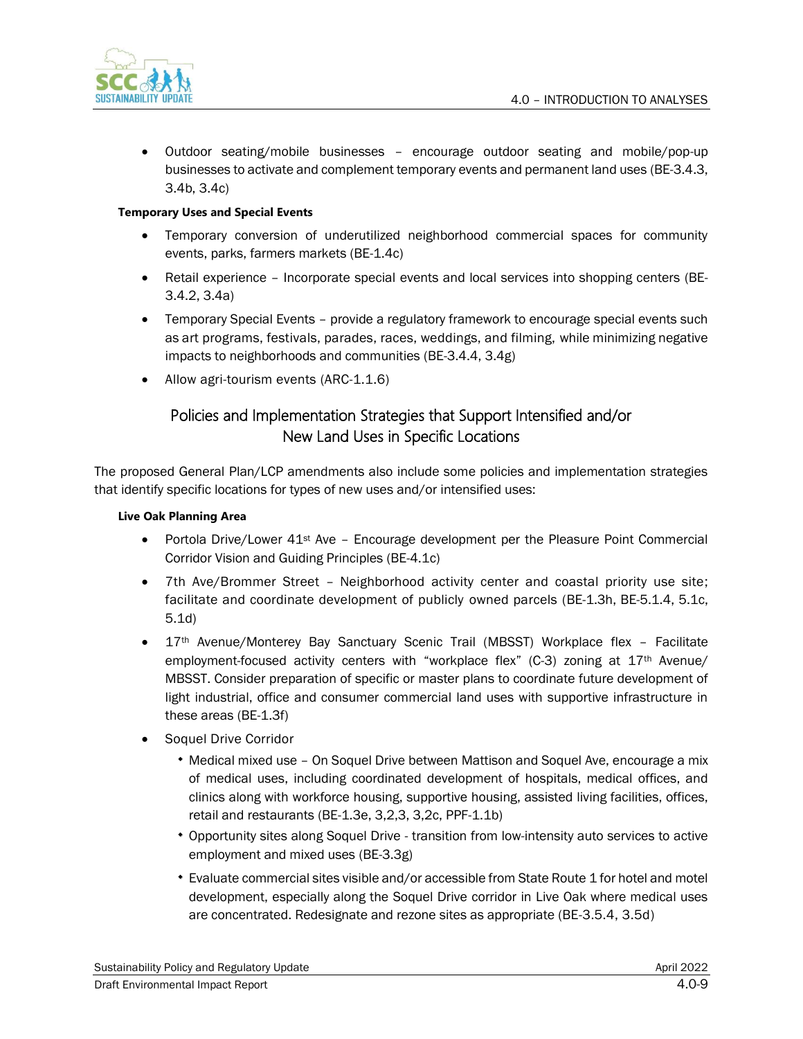- Outdoor seating/mobile businesses – encourage outdoor seating and mobile/pop-up businesses to activate and complement temporary events and permanent land uses (BE-3.4.3, 3.4b, 3.4c)

**Temporary Uses and Special Events**

- Temporary conversion of underutilized neighborhood commercial spaces for community events, parks, farmers markets (BE-1.4c)
- Retail experience – Incorporate special events and local services into shopping centers (BE-3.4.2, 3.4a)
- Temporary Special Events – provide a regulatory framework to encourage special events such as art programs, festivals, parades, races, weddings, and filming, while minimizing negative impacts to neighborhoods and communities (BE-3.4.4, 3.4g)
- Allow agri-tourism events (ARC-1.1.6)

## Policies and Implementation Strategies that Support Intensified and/or New Land Uses in Specific Locations

The proposed General Plan/LCP amendments also include some policies and implementation strategies that identify specific locations for types of new uses and/or intensified uses:

**Live Oak Planning Area**

- Portola Drive/Lower 41st Ave – Encourage development per the Pleasure Point Commercial Corridor Vision and Guiding Principles (BE-4.1c)
- 7th Ave/Brommer Street – Neighborhood activity center and coastal priority use site; facilitate and coordinate development of publicly owned parcels (BE-1.3h, BE-5.1.4, 5.1c, 5.1d)
- 17th Avenue/Monterey Bay Sanctuary Scenic Trail (MBSST) Workplace flex – Facilitate employment-focused activity centers with "workplace flex" (C-3) zoning at 17th Avenue/ MBSST. Consider preparation of specific or master plans to coordinate future development of light industrial, office and consumer commercial land uses with supportive infrastructure in these areas (BE-1.3f)
- Soquel Drive Corridor
  - Medical mixed use – On Soquel Drive between Mattison and Soquel Ave, encourage a mix of medical uses, including coordinated development of hospitals, medical offices, and clinics along with workforce housing, supportive housing, assisted living facilities, offices, retail and restaurants (BE-1.3e, 3,2,3, 3,2c, PPF-1.1b)
  - Opportunity sites along Soquel Drive - transition from low-intensity auto services to active employment and mixed uses (BE-3.3g)
  - Evaluate commercial sites visible and/or accessible from State Route 1 for hotel and motel development, especially along the Soquel Drive corridor in Live Oak where medical uses are concentrated. Redesignate and rezone sites as appropriate (BE-3.5.4, 3.5d)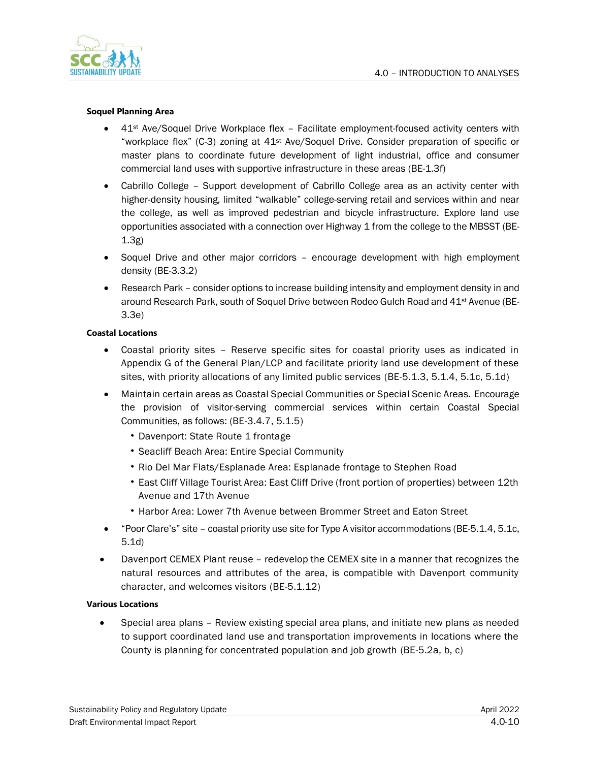**Soquel Planning Area**

- 41st Ave/Soquel Drive Workplace flex – Facilitate employment-focused activity centers with "workplace flex" (C-3) zoning at 41st Ave/Soquel Drive. Consider preparation of specific or master plans to coordinate future development of light industrial, office and consumer commercial land uses with supportive infrastructure in these areas (BE-1.3f)
- Cabrillo College – Support development of Cabrillo College area as an activity center with higher-density housing, limited "walkable" college-serving retail and services within and near the college, as well as improved pedestrian and bicycle infrastructure. Explore land use opportunities associated with a connection over Highway 1 from the college to the MBSST (BE-1.3g)
- Soquel Drive and other major corridors – encourage development with high employment density (BE-3.3.2)
- Research Park – consider options to increase building intensity and employment density in and around Research Park, south of Soquel Drive between Rodeo Gulch Road and 41st Avenue (BE-3.3e)

**Coastal Locations**

- Coastal priority sites – Reserve specific sites for coastal priority uses as indicated in Appendix G of the General Plan/LCP and facilitate priority land use development of these sites, with priority allocations of any limited public services (BE-5.1.3, 5.1.4, 5.1c, 5.1d)
- Maintain certain areas as Coastal Special Communities or Special Scenic Areas. Encourage the provision of visitor-serving commercial services within certain Coastal Special Communities, as follows: (BE-3.4.7, 5.1.5)
  - Davenport: State Route 1 frontage
  - Seacliff Beach Area: Entire Special Community
  - Rio Del Mar Flats/Esplanade Area: Esplanade frontage to Stephen Road
  - East Cliff Village Tourist Area: East Cliff Drive (front portion of properties) between 12th Avenue and 17th Avenue
  - Harbor Area: Lower 7th Avenue between Brommer Street and Eaton Street
- "Poor Clare's" site – coastal priority use site for Type A visitor accommodations (BE-5.1.4, 5.1c, 5.1d)
- Davenport CEMEX Plant reuse – redevelop the CEMEX site in a manner that recognizes the natural resources and attributes of the area, is compatible with Davenport community character, and welcomes visitors (BE-5.1.12)

**Various Locations**

- Special area plans – Review existing special area plans, and initiate new plans as needed to support coordinated land use and transportation improvements in locations where the County is planning for concentrated population and job growth (BE-5.2a, b, c)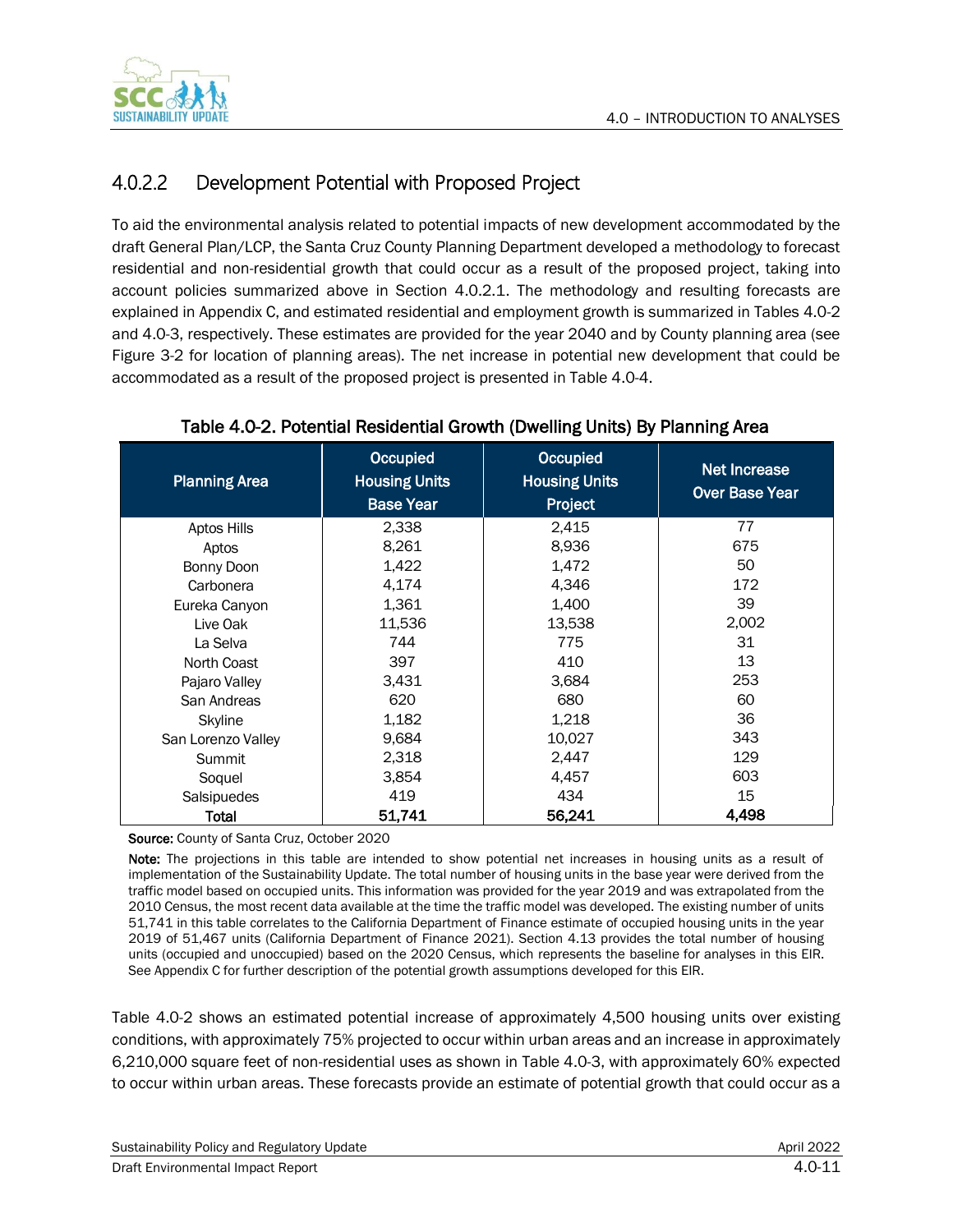### 4.0.2.2 Development Potential with Proposed Project

To aid the environmental analysis related to potential impacts of new development accommodated by the draft General Plan/LCP, the Santa Cruz County Planning Department developed a methodology to forecast residential and non-residential growth that could occur as a result of the proposed project, taking into account policies summarized above in Section 4.0.2.1. The methodology and resulting forecasts are explained in Appendix C, and estimated residential and employment growth is summarized in Tables 4.0-2 and 4.0-3, respectively. These estimates are provided for the year 2040 and by County planning area (see Figure 3-2 for location of planning areas). The net increase in potential new development that could be accommodated as a result of the proposed project is presented in Table 4.0-4.

**Table 4.0-2. Potential Residential Growth (Dwelling Units) By Planning Area**

| Planning Area | Occupied Housing Units Base Year | Occupied Housing Units Project | Net Increase Over Base Year |
|---|---|---|---|
| Aptos Hills | 2,338 | 2,415 | 77 |
| Aptos | 8,261 | 8,936 | 675 |
| Bonny Doon | 1,422 | 1,472 | 50 |
| Carbonera | 4,174 | 4,346 | 172 |
| Eureka Canyon | 1,361 | 1,400 | 39 |
| Live Oak | 11,536 | 13,538 | 2,002 |
| La Selva | 744 | 775 | 31 |
| North Coast | 397 | 410 | 13 |
| Pajaro Valley | 3,431 | 3,684 | 253 |
| San Andreas | 620 | 680 | 60 |
| Skyline | 1,182 | 1,218 | 36 |
| San Lorenzo Valley | 9,684 | 10,027 | 343 |
| Summit | 2,318 | 2,447 | 129 |
| Soquel | 3,854 | 4,457 | 603 |
| Salsipuedes | 419 | 434 | 15 |
| **Total** | **51,741** | **56,241** | **4,498** |

**Source:** County of Santa Cruz, October 2020

**Note:** The projections in this table are intended to show potential net increases in housing units as a result of implementation of the Sustainability Update. The total number of housing units in the base year were derived from the traffic model based on occupied units. This information was provided for the year 2019 and was extrapolated from the 2010 Census, the most recent data available at the time the traffic model was developed. The existing number of units 51,741 in this table correlates to the California Department of Finance estimate of occupied housing units in the year 2019 of 51,467 units (California Department of Finance 2021). Section 4.13 provides the total number of housing units (occupied and unoccupied) based on the 2020 Census, which represents the baseline for analyses in this EIR. See Appendix C for further description of the potential growth assumptions developed for this EIR.

Table 4.0-2 shows an estimated potential increase of approximately 4,500 housing units over existing conditions, with approximately 75% projected to occur within urban areas and an increase in approximately 6,210,000 square feet of non-residential uses as shown in Table 4.0-3, with approximately 60% expected to occur within urban areas. These forecasts provide an estimate of potential growth that could occur as a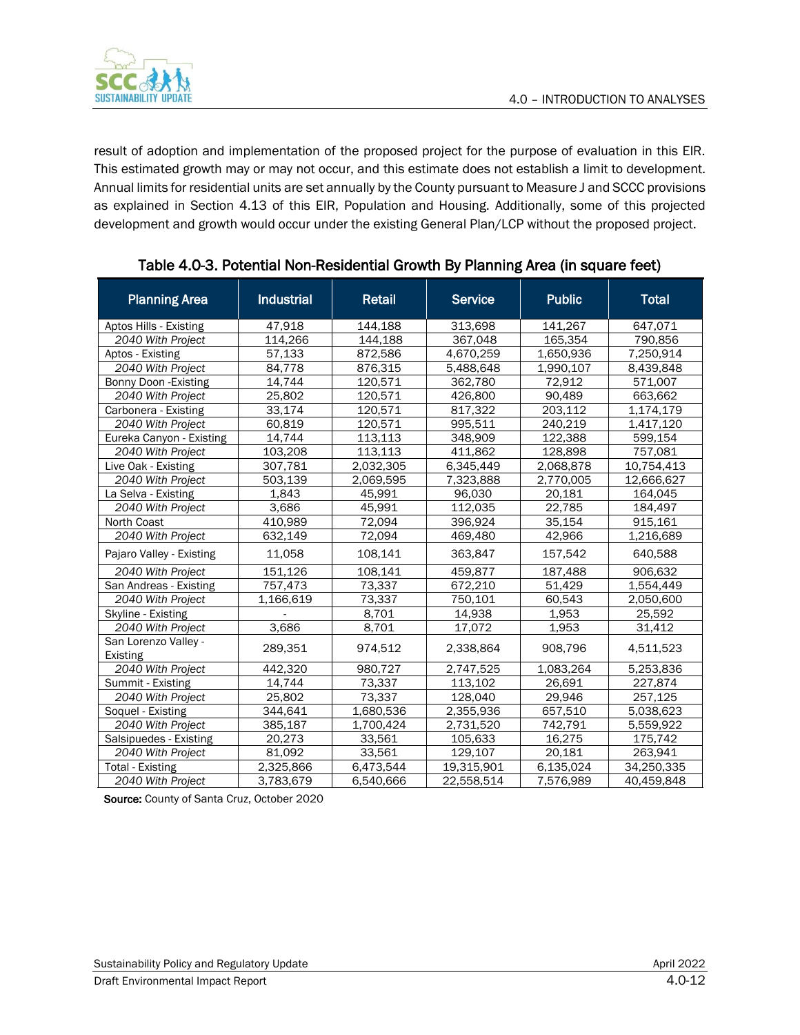result of adoption and implementation of the proposed project for the purpose of evaluation in this EIR. This estimated growth may or may not occur, and this estimate does not establish a limit to development. Annual limits for residential units are set annually by the County pursuant to Measure J and SCCC provisions as explained in Section 4.13 of this EIR, Population and Housing. Additionally, some of this projected development and growth would occur under the existing General Plan/LCP without the proposed project.

**Table 4.0-3. Potential Non-Residential Growth By Planning Area (in square feet)**

| Planning Area | Industrial | Retail | Service | Public | Total |
|---|---|---|---|---|---|
| Aptos Hills - Existing | 47,918 | 144,188 | 313,698 | 141,267 | 647,071 |
| *2040 With Project* | 114,266 | 144,188 | 367,048 | 165,354 | 790,856 |
| Aptos - Existing | 57,133 | 872,586 | 4,670,259 | 1,650,936 | 7,250,914 |
| *2040 With Project* | 84,778 | 876,315 | 5,488,648 | 1,990,107 | 8,439,848 |
| Bonny Doon -Existing | 14,744 | 120,571 | 362,780 | 72,912 | 571,007 |
| *2040 With Project* | 25,802 | 120,571 | 426,800 | 90,489 | 663,662 |
| Carbonera - Existing | 33,174 | 120,571 | 817,322 | 203,112 | 1,174,179 |
| *2040 With Project* | 60,819 | 120,571 | 995,511 | 240,219 | 1,417,120 |
| Eureka Canyon - Existing | 14,744 | 113,113 | 348,909 | 122,388 | 599,154 |
| *2040 With Project* | 103,208 | 113,113 | 411,862 | 128,898 | 757,081 |
| Live Oak - Existing | 307,781 | 2,032,305 | 6,345,449 | 2,068,878 | 10,754,413 |
| *2040 With Project* | 503,139 | 2,069,595 | 7,323,888 | 2,770,005 | 12,666,627 |
| La Selva - Existing | 1,843 | 45,991 | 96,030 | 20,181 | 164,045 |
| *2040 With Project* | 3,686 | 45,991 | 112,035 | 22,785 | 184,497 |
| North Coast | 410,989 | 72,094 | 396,924 | 35,154 | 915,161 |
| *2040 With Project* | 632,149 | 72,094 | 469,480 | 42,966 | 1,216,689 |
| Pajaro Valley - Existing | 11,058 | 108,141 | 363,847 | 157,542 | 640,588 |
| *2040 With Project* | 151,126 | 108,141 | 459,877 | 187,488 | 906,632 |
| San Andreas - Existing | 757,473 | 73,337 | 672,210 | 51,429 | 1,554,449 |
| *2040 With Project* | 1,166,619 | 73,337 | 750,101 | 60,543 | 2,050,600 |
| Skyline - Existing | - | 8,701 | 14,938 | 1,953 | 25,592 |
| *2040 With Project* | 3,686 | 8,701 | 17,072 | 1,953 | 31,412 |
| San Lorenzo Valley - Existing | 289,351 | 974,512 | 2,338,864 | 908,796 | 4,511,523 |
| *2040 With Project* | 442,320 | 980,727 | 2,747,525 | 1,083,264 | 5,253,836 |
| Summit - Existing | 14,744 | 73,337 | 113,102 | 26,691 | 227,874 |
| *2040 With Project* | 25,802 | 73,337 | 128,040 | 29,946 | 257,125 |
| Soquel - Existing | 344,641 | 1,680,536 | 2,355,936 | 657,510 | 5,038,623 |
| *2040 With Project* | 385,187 | 1,700,424 | 2,731,520 | 742,791 | 5,559,922 |
| Salsipuedes - Existing | 20,273 | 33,561 | 105,633 | 16,275 | 175,742 |
| *2040 With Project* | 81,092 | 33,561 | 129,107 | 20,181 | 263,941 |
| Total - Existing | 2,325,866 | 6,473,544 | 19,315,901 | 6,135,024 | 34,250,335 |
| *2040 With Project* | 3,783,679 | 6,540,666 | 22,558,514 | 7,576,989 | 40,459,848 |

**Source:** County of Santa Cruz, October 2020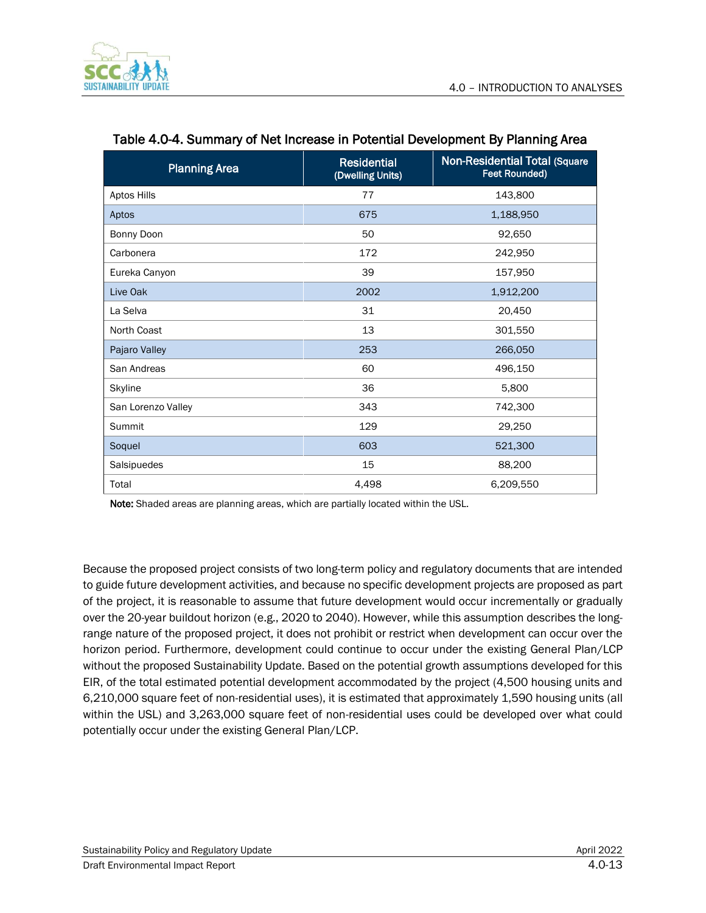Table 4.0-4. Summary of Net Increase in Potential Development By Planning Area

| Planning Area | Residential (Dwelling Units) | Non-Residential Total (Square Feet Rounded) |
|---|---|---|
| Aptos Hills | 77 | 143,800 |
| Aptos | 675 | 1,188,950 |
| Bonny Doon | 50 | 92,650 |
| Carbonera | 172 | 242,950 |
| Eureka Canyon | 39 | 157,950 |
| Live Oak | 2002 | 1,912,200 |
| La Selva | 31 | 20,450 |
| North Coast | 13 | 301,550 |
| Pajaro Valley | 253 | 266,050 |
| San Andreas | 60 | 496,150 |
| Skyline | 36 | 5,800 |
| San Lorenzo Valley | 343 | 742,300 |
| Summit | 129 | 29,250 |
| Soquel | 603 | 521,300 |
| Salsipuedes | 15 | 88,200 |
| Total | 4,498 | 6,209,550 |

**Note:** Shaded areas are planning areas, which are partially located within the USL.

Because the proposed project consists of two long-term policy and regulatory documents that are intended to guide future development activities, and because no specific development projects are proposed as part of the project, it is reasonable to assume that future development would occur incrementally or gradually over the 20-year buildout horizon (e.g., 2020 to 2040). However, while this assumption describes the long-range nature of the proposed project, it does not prohibit or restrict when development can occur over the horizon period. Furthermore, development could continue to occur under the existing General Plan/LCP without the proposed Sustainability Update. Based on the potential growth assumptions developed for this EIR, of the total estimated potential development accommodated by the project (4,500 housing units and 6,210,000 square feet of non-residential uses), it is estimated that approximately 1,590 housing units (all within the USL) and 3,263,000 square feet of non-residential uses could be developed over what could potentially occur under the existing General Plan/LCP.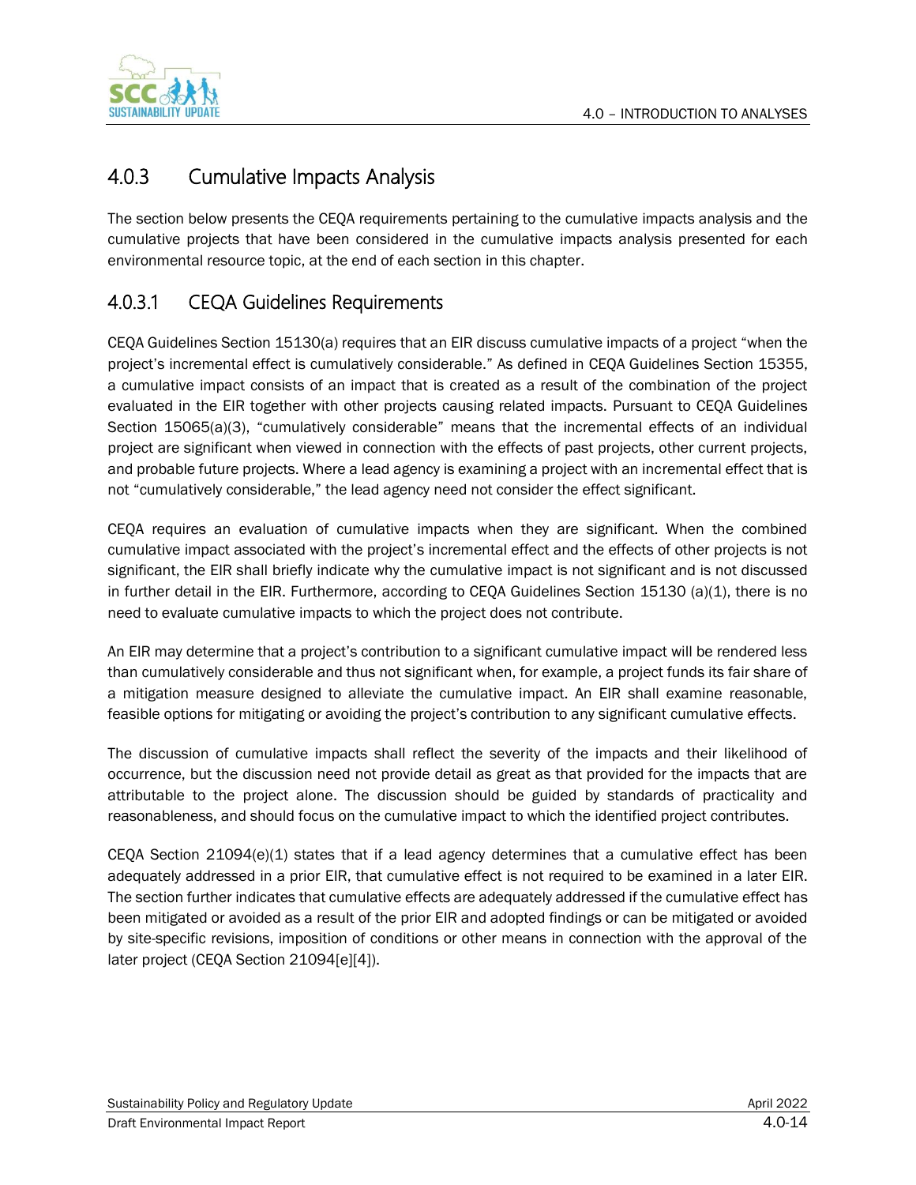## 4.0.3 Cumulative Impacts Analysis

The section below presents the CEQA requirements pertaining to the cumulative impacts analysis and the cumulative projects that have been considered in the cumulative impacts analysis presented for each environmental resource topic, at the end of each section in this chapter.

### 4.0.3.1 CEQA Guidelines Requirements

CEQA Guidelines Section 15130(a) requires that an EIR discuss cumulative impacts of a project "when the project's incremental effect is cumulatively considerable." As defined in CEQA Guidelines Section 15355, a cumulative impact consists of an impact that is created as a result of the combination of the project evaluated in the EIR together with other projects causing related impacts. Pursuant to CEQA Guidelines Section 15065(a)(3), "cumulatively considerable" means that the incremental effects of an individual project are significant when viewed in connection with the effects of past projects, other current projects, and probable future projects. Where a lead agency is examining a project with an incremental effect that is not "cumulatively considerable," the lead agency need not consider the effect significant.

CEQA requires an evaluation of cumulative impacts when they are significant. When the combined cumulative impact associated with the project's incremental effect and the effects of other projects is not significant, the EIR shall briefly indicate why the cumulative impact is not significant and is not discussed in further detail in the EIR. Furthermore, according to CEQA Guidelines Section 15130 (a)(1), there is no need to evaluate cumulative impacts to which the project does not contribute.

An EIR may determine that a project's contribution to a significant cumulative impact will be rendered less than cumulatively considerable and thus not significant when, for example, a project funds its fair share of a mitigation measure designed to alleviate the cumulative impact. An EIR shall examine reasonable, feasible options for mitigating or avoiding the project's contribution to any significant cumulative effects.

The discussion of cumulative impacts shall reflect the severity of the impacts and their likelihood of occurrence, but the discussion need not provide detail as great as that provided for the impacts that are attributable to the project alone. The discussion should be guided by standards of practicality and reasonableness, and should focus on the cumulative impact to which the identified project contributes.

CEQA Section 21094(e)(1) states that if a lead agency determines that a cumulative effect has been adequately addressed in a prior EIR, that cumulative effect is not required to be examined in a later EIR. The section further indicates that cumulative effects are adequately addressed if the cumulative effect has been mitigated or avoided as a result of the prior EIR and adopted findings or can be mitigated or avoided by site-specific revisions, imposition of conditions or other means in connection with the approval of the later project (CEQA Section 21094[e][4]).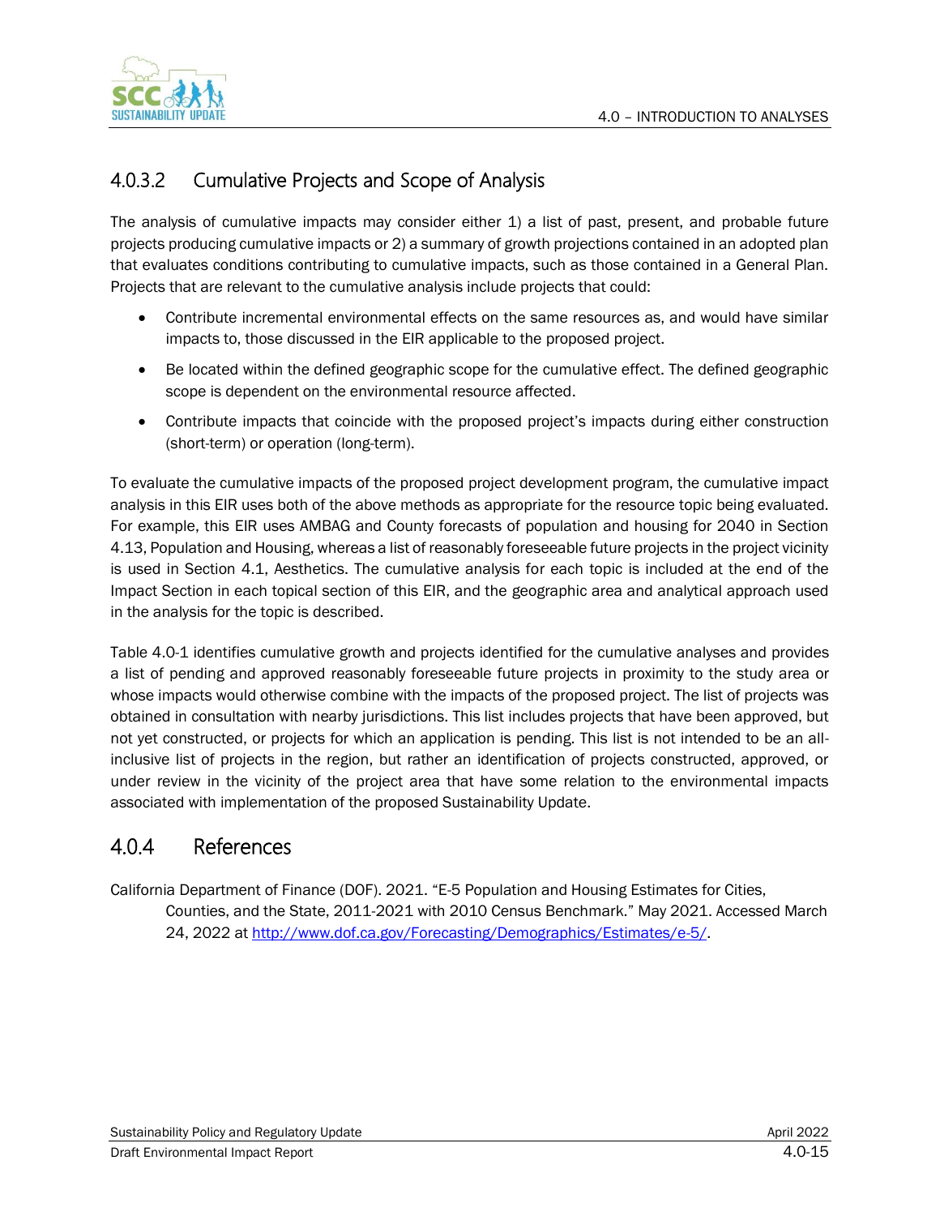### 4.0.3.2 Cumulative Projects and Scope of Analysis

The analysis of cumulative impacts may consider either 1) a list of past, present, and probable future projects producing cumulative impacts or 2) a summary of growth projections contained in an adopted plan that evaluates conditions contributing to cumulative impacts, such as those contained in a General Plan. Projects that are relevant to the cumulative analysis include projects that could:

- Contribute incremental environmental effects on the same resources as, and would have similar impacts to, those discussed in the EIR applicable to the proposed project.
- Be located within the defined geographic scope for the cumulative effect. The defined geographic scope is dependent on the environmental resource affected.
- Contribute impacts that coincide with the proposed project's impacts during either construction (short-term) or operation (long-term).

To evaluate the cumulative impacts of the proposed project development program, the cumulative impact analysis in this EIR uses both of the above methods as appropriate for the resource topic being evaluated. For example, this EIR uses AMBAG and County forecasts of population and housing for 2040 in Section 4.13, Population and Housing, whereas a list of reasonably foreseeable future projects in the project vicinity is used in Section 4.1, Aesthetics. The cumulative analysis for each topic is included at the end of the Impact Section in each topical section of this EIR, and the geographic area and analytical approach used in the analysis for the topic is described.

Table 4.0-1 identifies cumulative growth and projects identified for the cumulative analyses and provides a list of pending and approved reasonably foreseeable future projects in proximity to the study area or whose impacts would otherwise combine with the impacts of the proposed project. The list of projects was obtained in consultation with nearby jurisdictions. This list includes projects that have been approved, but not yet constructed, or projects for which an application is pending. This list is not intended to be an all-inclusive list of projects in the region, but rather an identification of projects constructed, approved, or under review in the vicinity of the project area that have some relation to the environmental impacts associated with implementation of the proposed Sustainability Update.

## 4.0.4 References

California Department of Finance (DOF). 2021. "E-5 Population and Housing Estimates for Cities, Counties, and the State, 2011-2021 with 2010 Census Benchmark." May 2021. Accessed March 24, 2022 at http://www.dof.ca.gov/Forecasting/Demographics/Estimates/e-5/.